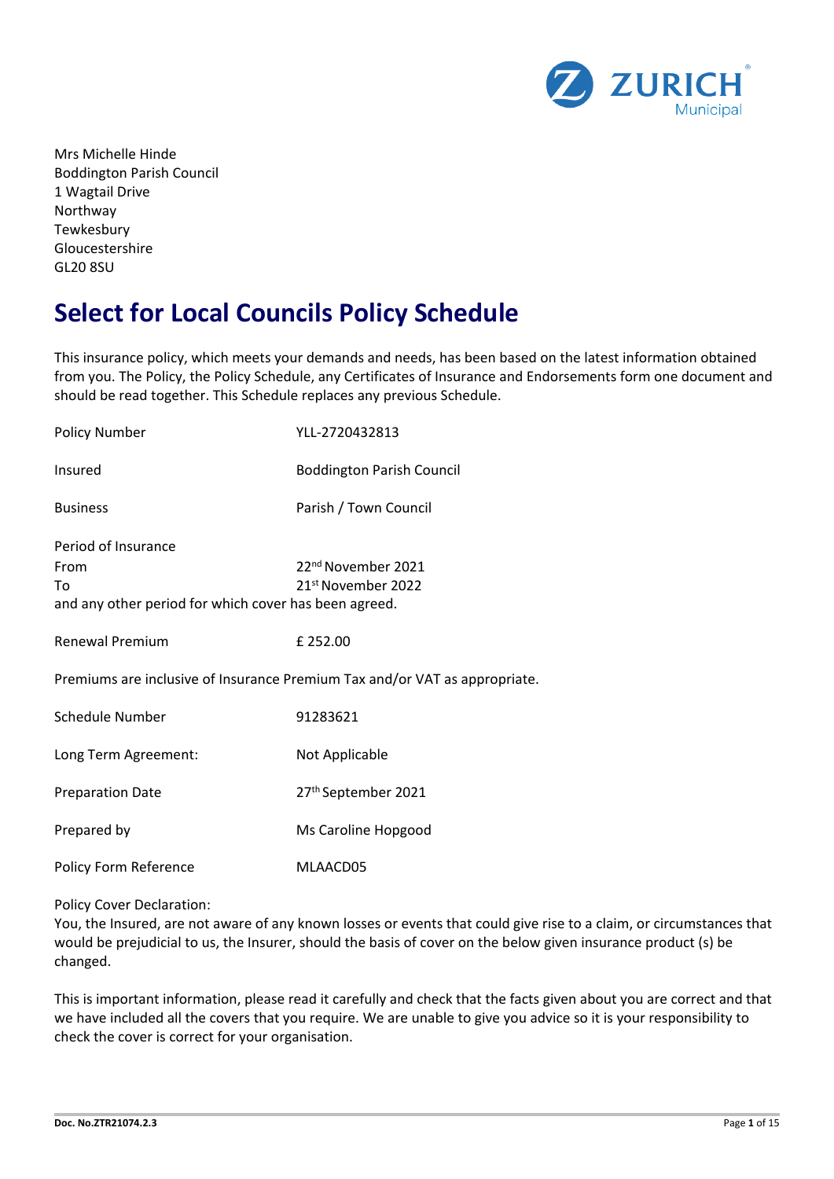Mrs Michelle Hinde
Boddington Parish Council
1 Wagtail Drive
Northway
Tewkesbury
Gloucestershire
GL20 8SU

# Select for Local Councils Policy Schedule

This insurance policy, which meets your demands and needs, has been based on the latest information obtained from you. The Policy, the Policy Schedule, any Certificates of Insurance and Endorsements form one document and should be read together. This Schedule replaces any previous Schedule.

| | |
|---|---|
| Policy Number | YLL-2720432813 |
| Insured | Boddington Parish Council |
| Business | Parish / Town Council |
| Period of Insurance | |
| From | 22nd November 2021 |
| To | 21st November 2022 |

and any other period for which cover has been agreed.

| | |
|---|---|
| Renewal Premium | £ 252.00 |

Premiums are inclusive of Insurance Premium Tax and/or VAT as appropriate.

| | |
|---|---|
| Schedule Number | 91283621 |
| Long Term Agreement: | Not Applicable |
| Preparation Date | 27th September 2021 |
| Prepared by | Ms Caroline Hopgood |
| Policy Form Reference | MLAACD05 |

Policy Cover Declaration:
You, the Insured, are not aware of any known losses or events that could give rise to a claim, or circumstances that would be prejudicial to us, the Insurer, should the basis of cover on the below given insurance product (s) be changed.

This is important information, please read it carefully and check that the facts given about you are correct and that we have included all the covers that you require. We are unable to give you advice so it is your responsibility to check the cover is correct for your organisation.

Doc. No.ZTR21074.2.3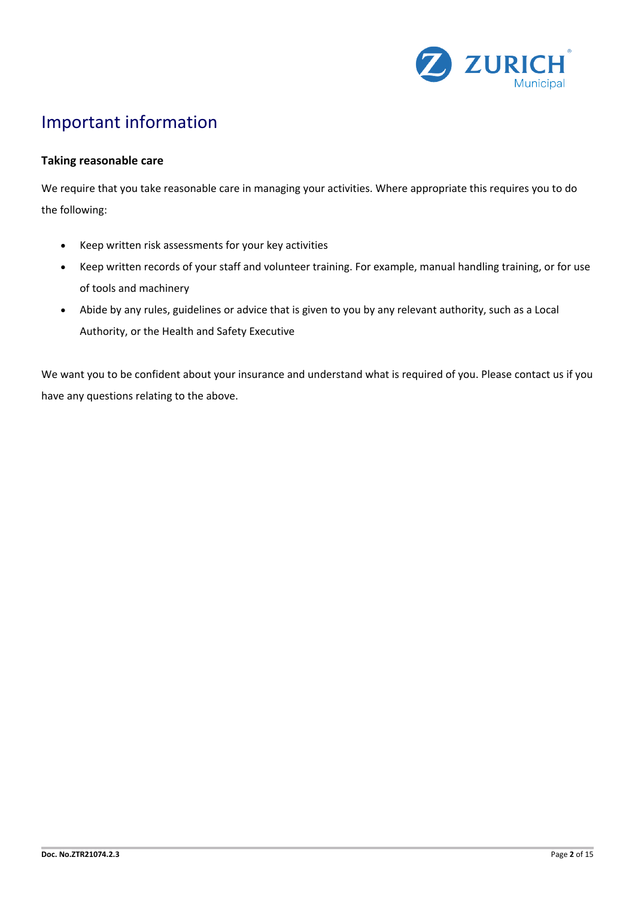# Important information

### Taking reasonable care

We require that you take reasonable care in managing your activities. Where appropriate this requires you to do the following:

- Keep written risk assessments for your key activities
- Keep written records of your staff and volunteer training. For example, manual handling training, or for use of tools and machinery
- Abide by any rules, guidelines or advice that is given to you by any relevant authority, such as a Local Authority, or the Health and Safety Executive

We want you to be confident about your insurance and understand what is required of you. Please contact us if you have any questions relating to the above.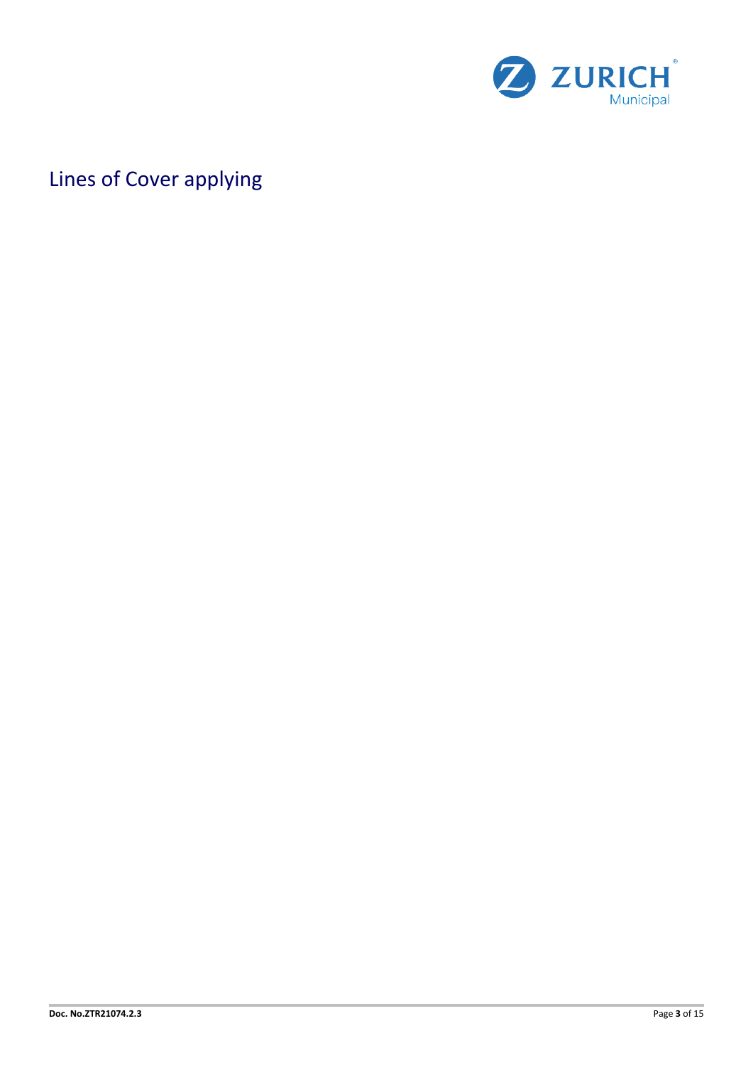# Lines of Cover applying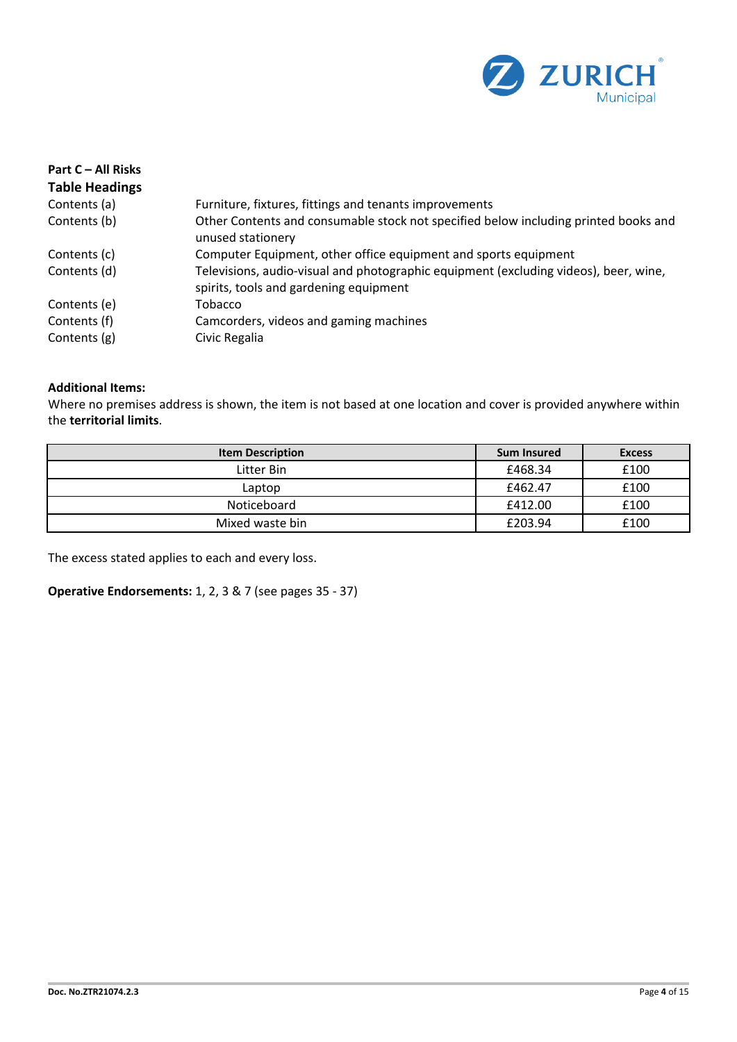**Part C – All Risks**

**Table Headings**

| | |
|---|---|
| Contents (a) | Furniture, fixtures, fittings and tenants improvements |
| Contents (b) | Other Contents and consumable stock not specified below including printed books and unused stationery |
| Contents (c) | Computer Equipment, other office equipment and sports equipment |
| Contents (d) | Televisions, audio-visual and photographic equipment (excluding videos), beer, wine, spirits, tools and gardening equipment |
| Contents (e) | Tobacco |
| Contents (f) | Camcorders, videos and gaming machines |
| Contents (g) | Civic Regalia |

**Additional Items:**

Where no premises address is shown, the item is not based at one location and cover is provided anywhere within the **territorial limits**.

| Item Description | Sum Insured | Excess |
|---|---|---|
| Litter Bin | £468.34 | £100 |
| Laptop | £462.47 | £100 |
| Noticeboard | £412.00 | £100 |
| Mixed waste bin | £203.94 | £100 |

The excess stated applies to each and every loss.

**Operative Endorsements:** 1, 2, 3 & 7 (see pages 35 - 37)

Doc. No.ZTR21074.2.3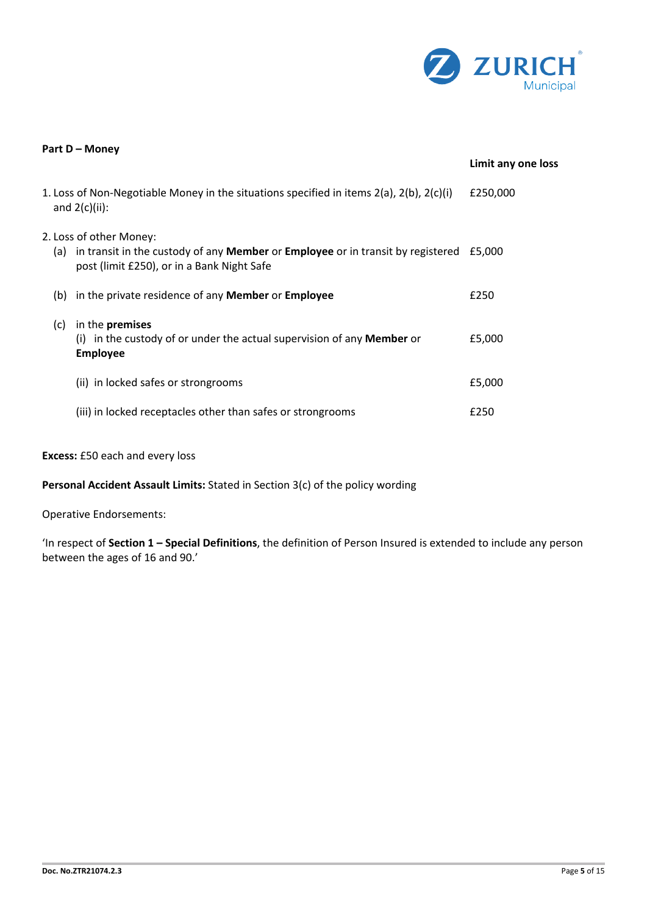## Part D – Money

| | Limit any one loss |
|---|---|
| 1. Loss of Non-Negotiable Money in the situations specified in items 2(a), 2(b), 2(c)(i) and 2(c)(ii): | £250,000 |
| 2. Loss of other Money: | |
| (a) in transit in the custody of any **Member** or **Employee** or in transit by registered post (limit £250), or in a Bank Night Safe | £5,000 |
| (b) in the private residence of any **Member** or **Employee** | £250 |
| (c) in the **premises** | |
| (i) in the custody of or under the actual supervision of any **Member** or **Employee** | £5,000 |
| (ii) in locked safes or strongrooms | £5,000 |
| (iii) in locked receptacles other than safes or strongrooms | £250 |

**Excess:** £50 each and every loss

**Personal Accident Assault Limits:** Stated in Section 3(c) of the policy wording

Operative Endorsements:

'In respect of **Section 1 – Special Definitions**, the definition of Person Insured is extended to include any person between the ages of 16 and 90.'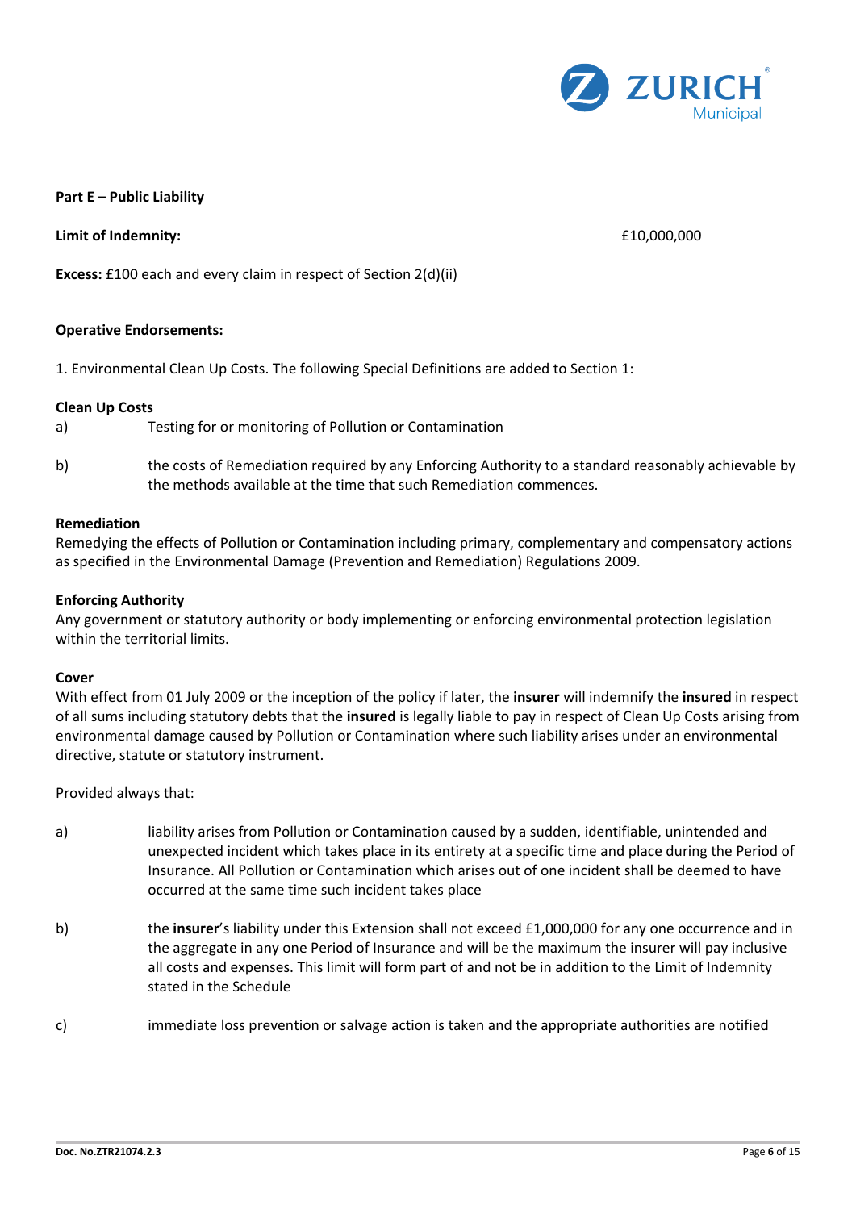**Part E – Public Liability**

**Limit of Indemnity:** £10,000,000

**Excess:** £100 each and every claim in respect of Section 2(d)(ii)

**Operative Endorsements:**

1. Environmental Clean Up Costs. The following Special Definitions are added to Section 1:

**Clean Up Costs**

a) Testing for or monitoring of Pollution or Contamination

b) the costs of Remediation required by any Enforcing Authority to a standard reasonably achievable by the methods available at the time that such Remediation commences.

**Remediation**

Remedying the effects of Pollution or Contamination including primary, complementary and compensatory actions as specified in the Environmental Damage (Prevention and Remediation) Regulations 2009.

**Enforcing Authority**

Any government or statutory authority or body implementing or enforcing environmental protection legislation within the territorial limits.

**Cover**

With effect from 01 July 2009 or the inception of the policy if later, the **insurer** will indemnify the **insured** in respect of all sums including statutory debts that the **insured** is legally liable to pay in respect of Clean Up Costs arising from environmental damage caused by Pollution or Contamination where such liability arises under an environmental directive, statute or statutory instrument.

Provided always that:

a) liability arises from Pollution or Contamination caused by a sudden, identifiable, unintended and unexpected incident which takes place in its entirety at a specific time and place during the Period of Insurance. All Pollution or Contamination which arises out of one incident shall be deemed to have occurred at the same time such incident takes place

b) the **insurer**'s liability under this Extension shall not exceed £1,000,000 for any one occurrence and in the aggregate in any one Period of Insurance and will be the maximum the insurer will pay inclusive all costs and expenses. This limit will form part of and not be in addition to the Limit of Indemnity stated in the Schedule

c) immediate loss prevention or salvage action is taken and the appropriate authorities are notified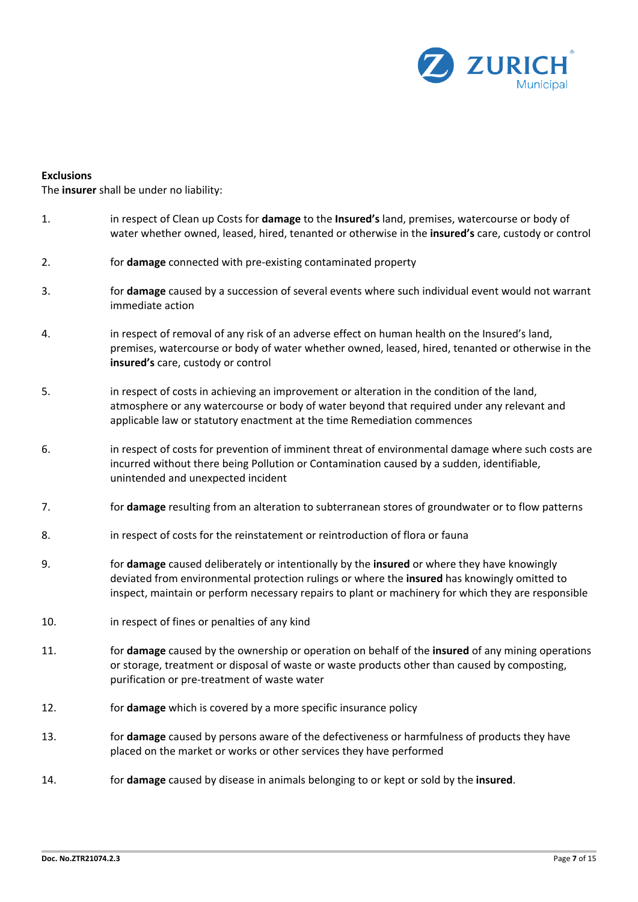**Exclusions**

The **insurer** shall be under no liability:

1. in respect of Clean up Costs for **damage** to the **Insured's** land, premises, watercourse or body of water whether owned, leased, hired, tenanted or otherwise in the **insured's** care, custody or control

2. for **damage** connected with pre-existing contaminated property

3. for **damage** caused by a succession of several events where such individual event would not warrant immediate action

4. in respect of removal of any risk of an adverse effect on human health on the Insured's land, premises, watercourse or body of water whether owned, leased, hired, tenanted or otherwise in the **insured's** care, custody or control

5. in respect of costs in achieving an improvement or alteration in the condition of the land, atmosphere or any watercourse or body of water beyond that required under any relevant and applicable law or statutory enactment at the time Remediation commences

6. in respect of costs for prevention of imminent threat of environmental damage where such costs are incurred without there being Pollution or Contamination caused by a sudden, identifiable, unintended and unexpected incident

7. for **damage** resulting from an alteration to subterranean stores of groundwater or to flow patterns

8. in respect of costs for the reinstatement or reintroduction of flora or fauna

9. for **damage** caused deliberately or intentionally by the **insured** or where they have knowingly deviated from environmental protection rulings or where the **insured** has knowingly omitted to inspect, maintain or perform necessary repairs to plant or machinery for which they are responsible

10. in respect of fines or penalties of any kind

11. for **damage** caused by the ownership or operation on behalf of the **insured** of any mining operations or storage, treatment or disposal of waste or waste products other than caused by composting, purification or pre-treatment of waste water

12. for **damage** which is covered by a more specific insurance policy

13. for **damage** caused by persons aware of the defectiveness or harmfulness of products they have placed on the market or works or other services they have performed

14. for **damage** caused by disease in animals belonging to or kept or sold by the **insured**.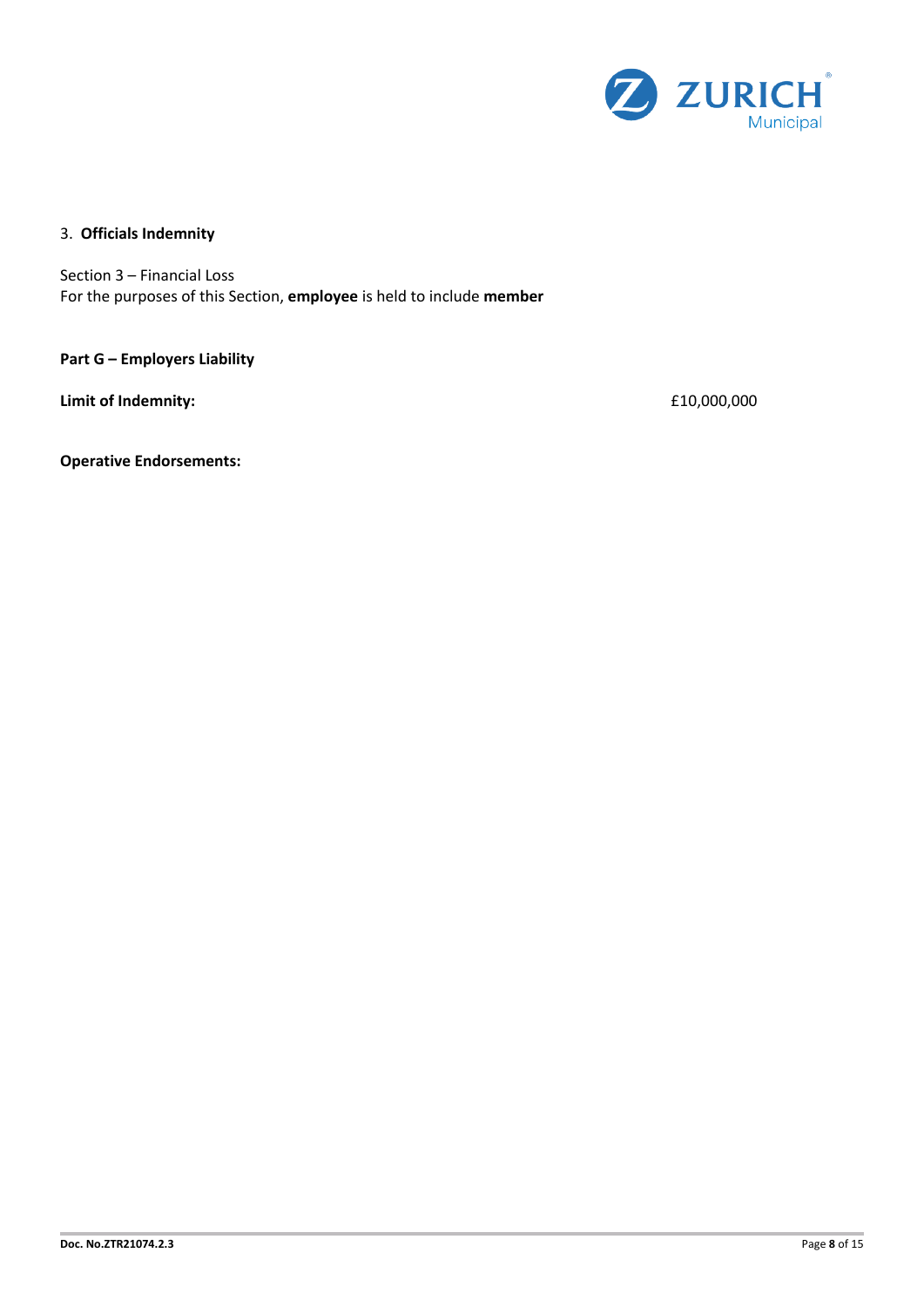3. **Officials Indemnity**

Section 3 – Financial Loss
For the purposes of this Section, **employee** is held to include **member**

**Part G – Employers Liability**

**Limit of Indemnity:** £10,000,000

**Operative Endorsements:**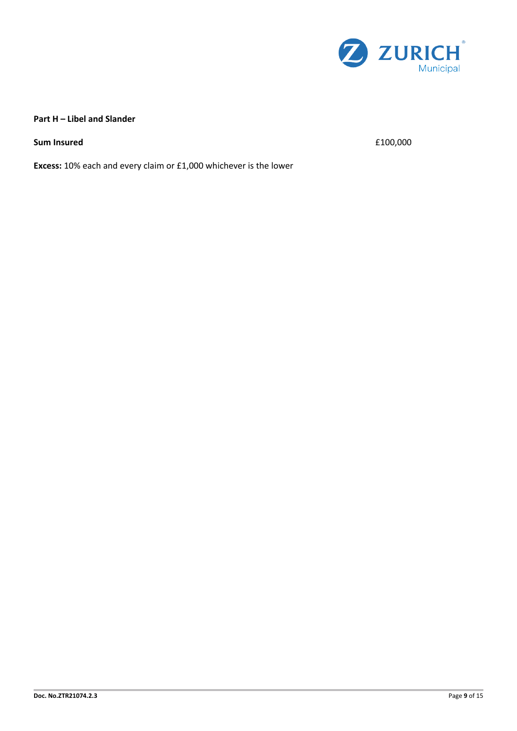**Part H – Libel and Slander**

**Sum Insured** £100,000

**Excess:** 10% each and every claim or £1,000 whichever is the lower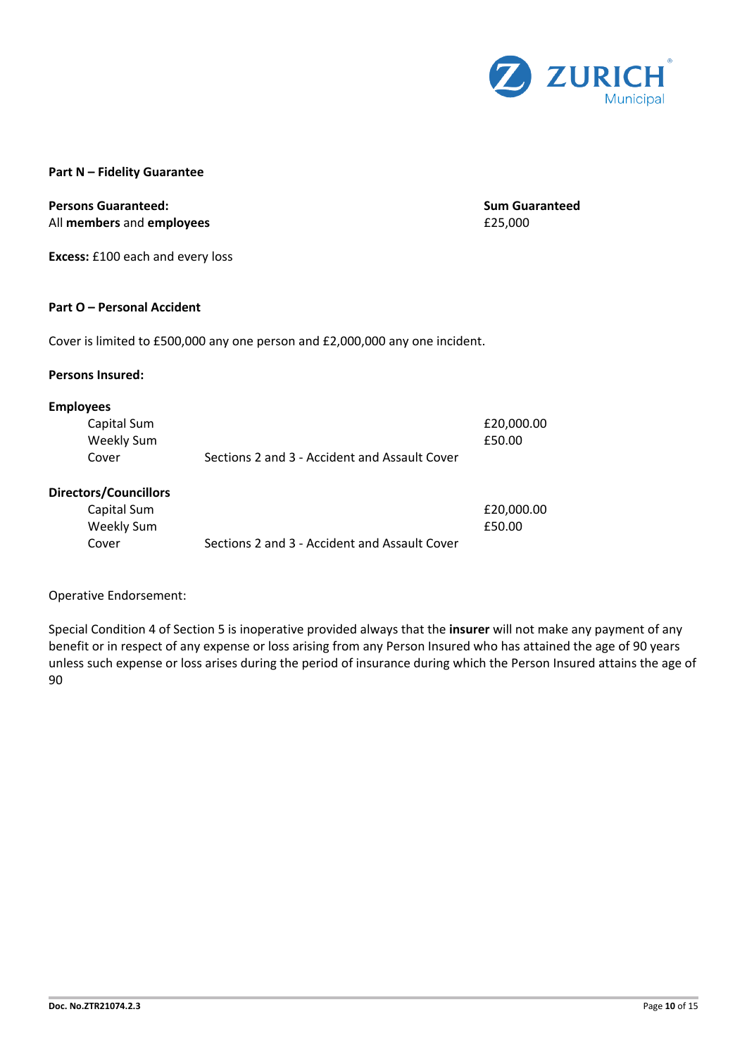**Part N – Fidelity Guarantee**

| Persons Guaranteed: | Sum Guaranteed |
|---|---|
| All **members** and **employees** | £25,000 |

**Excess:** £100 each and every loss

**Part O – Personal Accident**

Cover is limited to £500,000 any one person and £2,000,000 any one incident.

**Persons Insured:**

**Employees**

| | | |
|---|---|---|
| Capital Sum | | £20,000.00 |
| Weekly Sum | | £50.00 |
| Cover | Sections 2 and 3 - Accident and Assault Cover | |

**Directors/Councillors**

| | | |
|---|---|---|
| Capital Sum | | £20,000.00 |
| Weekly Sum | | £50.00 |
| Cover | Sections 2 and 3 - Accident and Assault Cover | |

Operative Endorsement:

Special Condition 4 of Section 5 is inoperative provided always that the **insurer** will not make any payment of any benefit or in respect of any expense or loss arising from any Person Insured who has attained the age of 90 years unless such expense or loss arises during the period of insurance during which the Person Insured attains the age of 90

Doc. No.ZTR21074.2.3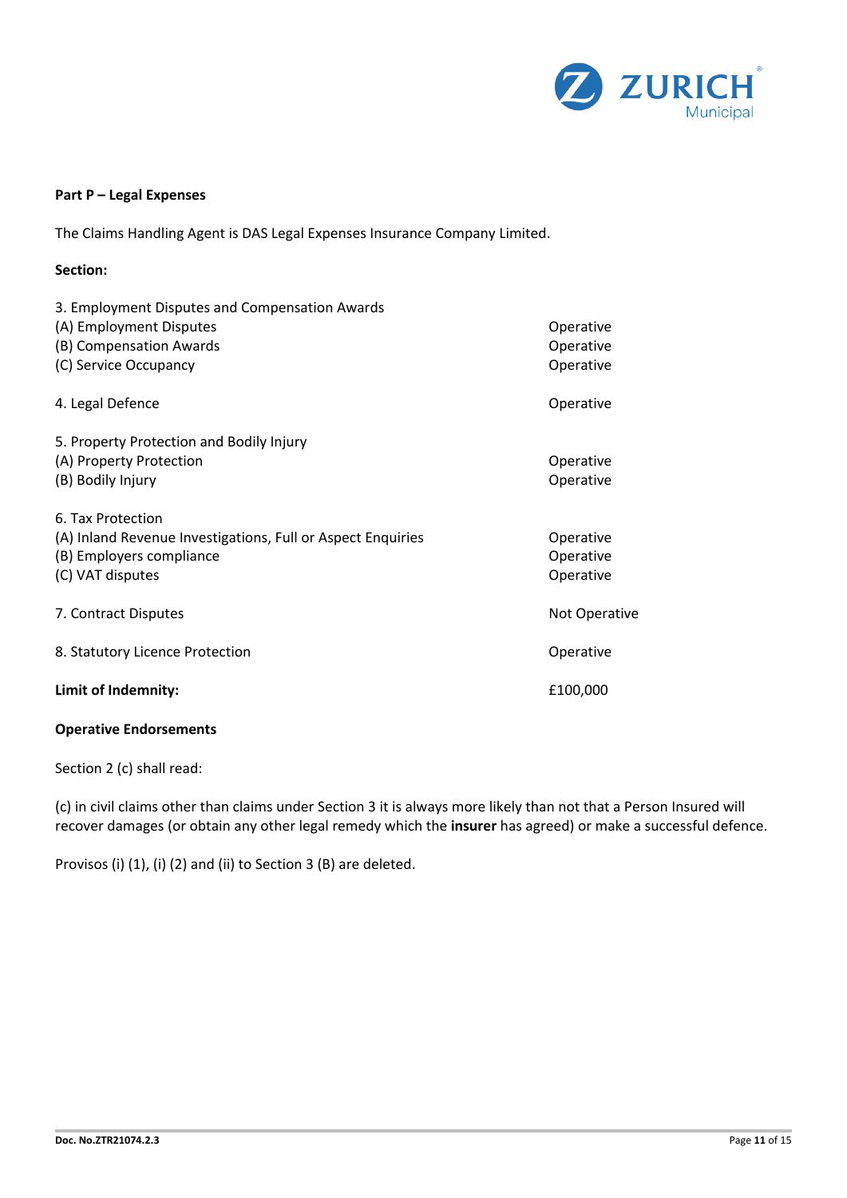**Part P – Legal Expenses**

The Claims Handling Agent is DAS Legal Expenses Insurance Company Limited.

**Section:**

| | |
|---|---|
| 3. Employment Disputes and Compensation Awards | |
| (A) Employment Disputes | Operative |
| (B) Compensation Awards | Operative |
| (C) Service Occupancy | Operative |
| 4. Legal Defence | Operative |
| 5. Property Protection and Bodily Injury | |
| (A) Property Protection | Operative |
| (B) Bodily Injury | Operative |
| 6. Tax Protection | |
| (A) Inland Revenue Investigations, Full or Aspect Enquiries | Operative |
| (B) Employers compliance | Operative |
| (C) VAT disputes | Operative |
| 7. Contract Disputes | Not Operative |
| 8. Statutory Licence Protection | Operative |
| **Limit of Indemnity:** | £100,000 |

**Operative Endorsements**

Section 2 (c) shall read:

(c) in civil claims other than claims under Section 3 it is always more likely than not that a Person Insured will recover damages (or obtain any other legal remedy which the **insurer** has agreed) or make a successful defence.

Provisos (i) (1), (i) (2) and (ii) to Section 3 (B) are deleted.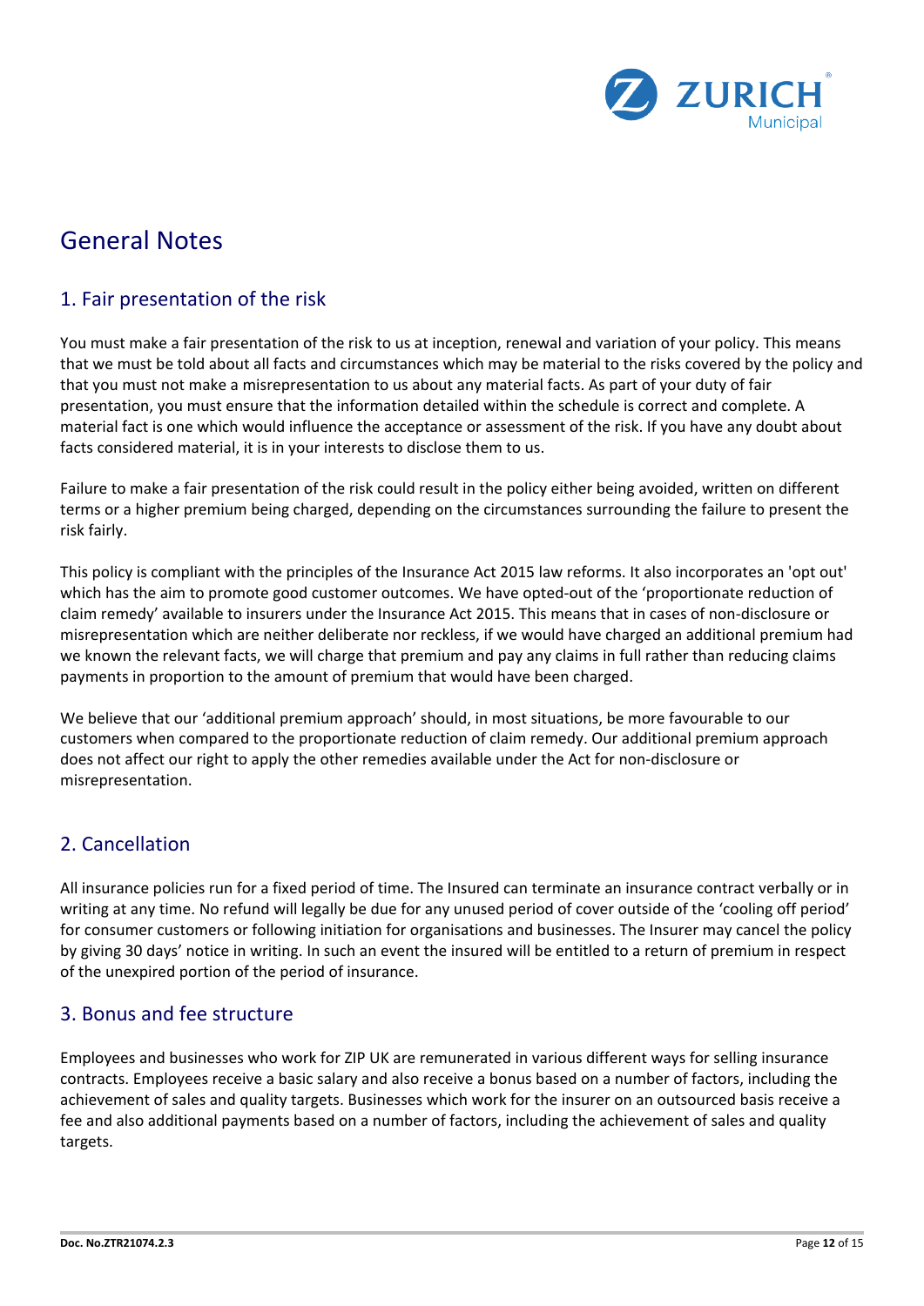# General Notes

## 1. Fair presentation of the risk

You must make a fair presentation of the risk to us at inception, renewal and variation of your policy. This means that we must be told about all facts and circumstances which may be material to the risks covered by the policy and that you must not make a misrepresentation to us about any material facts. As part of your duty of fair presentation, you must ensure that the information detailed within the schedule is correct and complete. A material fact is one which would influence the acceptance or assessment of the risk. If you have any doubt about facts considered material, it is in your interests to disclose them to us.

Failure to make a fair presentation of the risk could result in the policy either being avoided, written on different terms or a higher premium being charged, depending on the circumstances surrounding the failure to present the risk fairly.

This policy is compliant with the principles of the Insurance Act 2015 law reforms. It also incorporates an 'opt out' which has the aim to promote good customer outcomes. We have opted-out of the 'proportionate reduction of claim remedy' available to insurers under the Insurance Act 2015. This means that in cases of non-disclosure or misrepresentation which are neither deliberate nor reckless, if we would have charged an additional premium had we known the relevant facts, we will charge that premium and pay any claims in full rather than reducing claims payments in proportion to the amount of premium that would have been charged.

We believe that our 'additional premium approach' should, in most situations, be more favourable to our customers when compared to the proportionate reduction of claim remedy. Our additional premium approach does not affect our right to apply the other remedies available under the Act for non-disclosure or misrepresentation.

## 2. Cancellation

All insurance policies run for a fixed period of time. The Insured can terminate an insurance contract verbally or in writing at any time. No refund will legally be due for any unused period of cover outside of the 'cooling off period' for consumer customers or following initiation for organisations and businesses. The Insurer may cancel the policy by giving 30 days' notice in writing. In such an event the insured will be entitled to a return of premium in respect of the unexpired portion of the period of insurance.

## 3. Bonus and fee structure

Employees and businesses who work for ZIP UK are remunerated in various different ways for selling insurance contracts. Employees receive a basic salary and also receive a bonus based on a number of factors, including the achievement of sales and quality targets. Businesses which work for the insurer on an outsourced basis receive a fee and also additional payments based on a number of factors, including the achievement of sales and quality targets.

**Doc. No.ZTR21074.2.3**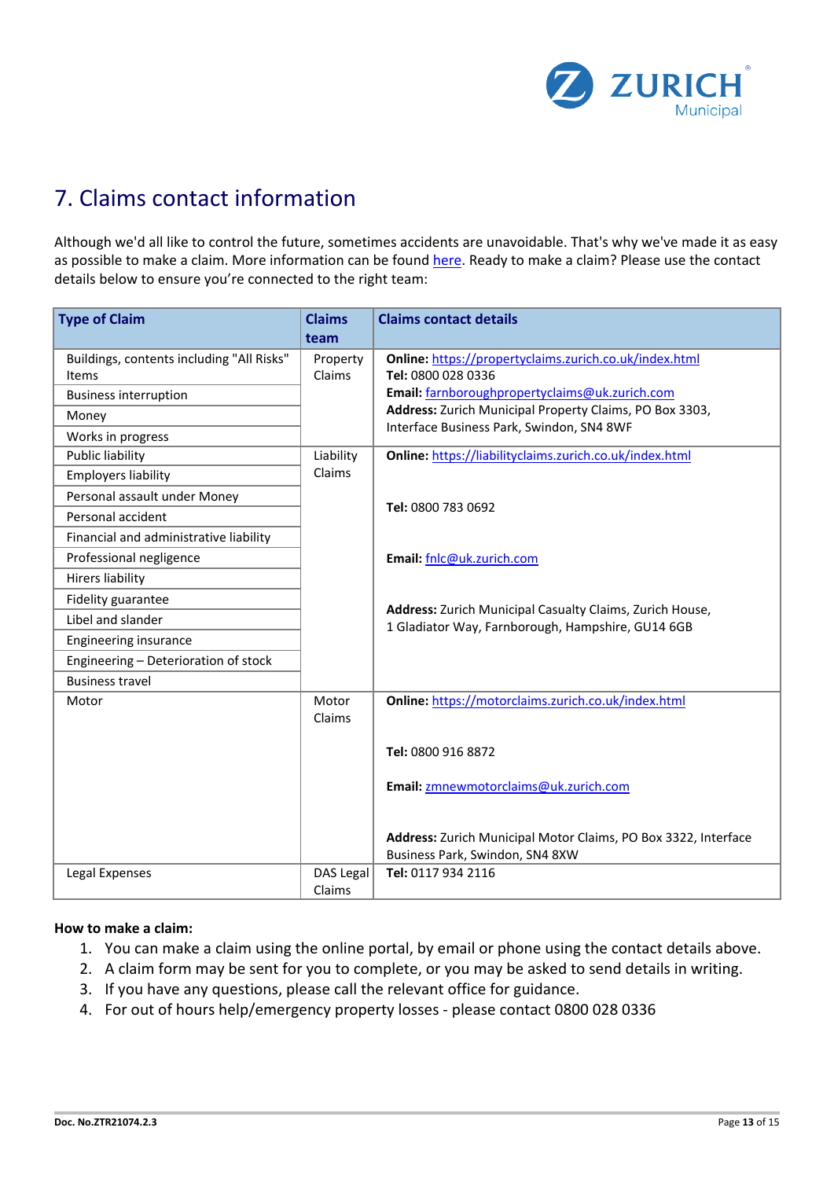# 7. Claims contact information

Although we'd all like to control the future, sometimes accidents are unavoidable. That's why we've made it as easy as possible to make a claim. More information can be found here. Ready to make a claim? Please use the contact details below to ensure you're connected to the right team:

| Type of Claim | Claims team | Claims contact details |
|---|---|---|
| Buildings, contents including "All Risks" Items | Property Claims | **Online:** https://propertyclaims.zurich.co.uk/index.html<br>**Tel:** 0800 028 0336<br>**Email:** farnboroughpropertyclaims@uk.zurich.com<br>**Address:** Zurich Municipal Property Claims, PO Box 3303, Interface Business Park, Swindon, SN4 8WF |
| Business interruption | | |
| Money | | |
| Works in progress | | |
| Public liability | Liability Claims | **Online:** https://liabilityclaims.zurich.co.uk/index.html<br>**Tel:** 0800 783 0692<br>**Email:** fnlc@uk.zurich.com<br>**Address:** Zurich Municipal Casualty Claims, Zurich House, 1 Gladiator Way, Farnborough, Hampshire, GU14 6GB |
| Employers liability | | |
| Personal assault under Money | | |
| Personal accident | | |
| Financial and administrative liability | | |
| Professional negligence | | |
| Hirers liability | | |
| Fidelity guarantee | | |
| Libel and slander | | |
| Engineering insurance | | |
| Engineering – Deterioration of stock | | |
| Business travel | | |
| Motor | Motor Claims | **Online:** https://motorclaims.zurich.co.uk/index.html<br>**Tel:** 0800 916 8872<br>**Email:** zmnewmotorclaims@uk.zurich.com<br>**Address:** Zurich Municipal Motor Claims, PO Box 3322, Interface Business Park, Swindon, SN4 8XW |
| Legal Expenses | DAS Legal Claims | **Tel:** 0117 934 2116 |

**How to make a claim:**

1. You can make a claim using the online portal, by email or phone using the contact details above.
2. A claim form may be sent for you to complete, or you may be asked to send details in writing.
3. If you have any questions, please call the relevant office for guidance.
4. For out of hours help/emergency property losses - please contact 0800 028 0336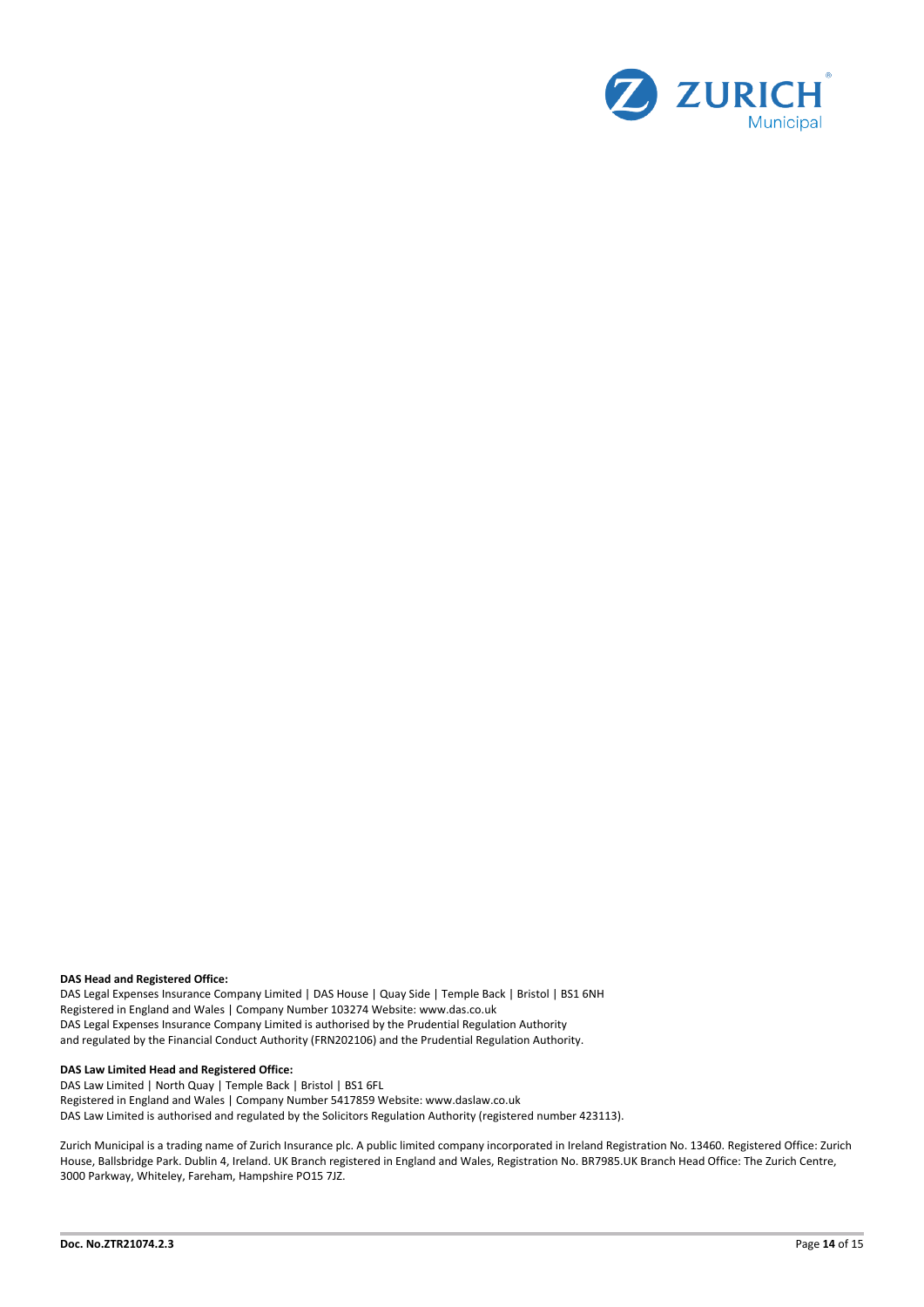**DAS Head and Registered Office:**

DAS Legal Expenses Insurance Company Limited | DAS House | Quay Side | Temple Back | Bristol | BS1 6NH
Registered in England and Wales | Company Number 103274 Website: www.das.co.uk
DAS Legal Expenses Insurance Company Limited is authorised by the Prudential Regulation Authority
and regulated by the Financial Conduct Authority (FRN202106) and the Prudential Regulation Authority.

**DAS Law Limited Head and Registered Office:**

DAS Law Limited | North Quay | Temple Back | Bristol | BS1 6FL
Registered in England and Wales | Company Number 5417859 Website: www.daslaw.co.uk
DAS Law Limited is authorised and regulated by the Solicitors Regulation Authority (registered number 423113).

Zurich Municipal is a trading name of Zurich Insurance plc. A public limited company incorporated in Ireland Registration No. 13460. Registered Office: Zurich House, Ballsbridge Park. Dublin 4, Ireland. UK Branch registered in England and Wales, Registration No. BR7985.UK Branch Head Office: The Zurich Centre, 3000 Parkway, Whiteley, Fareham, Hampshire PO15 7JZ.

**Doc. No.ZTR21074.2.3**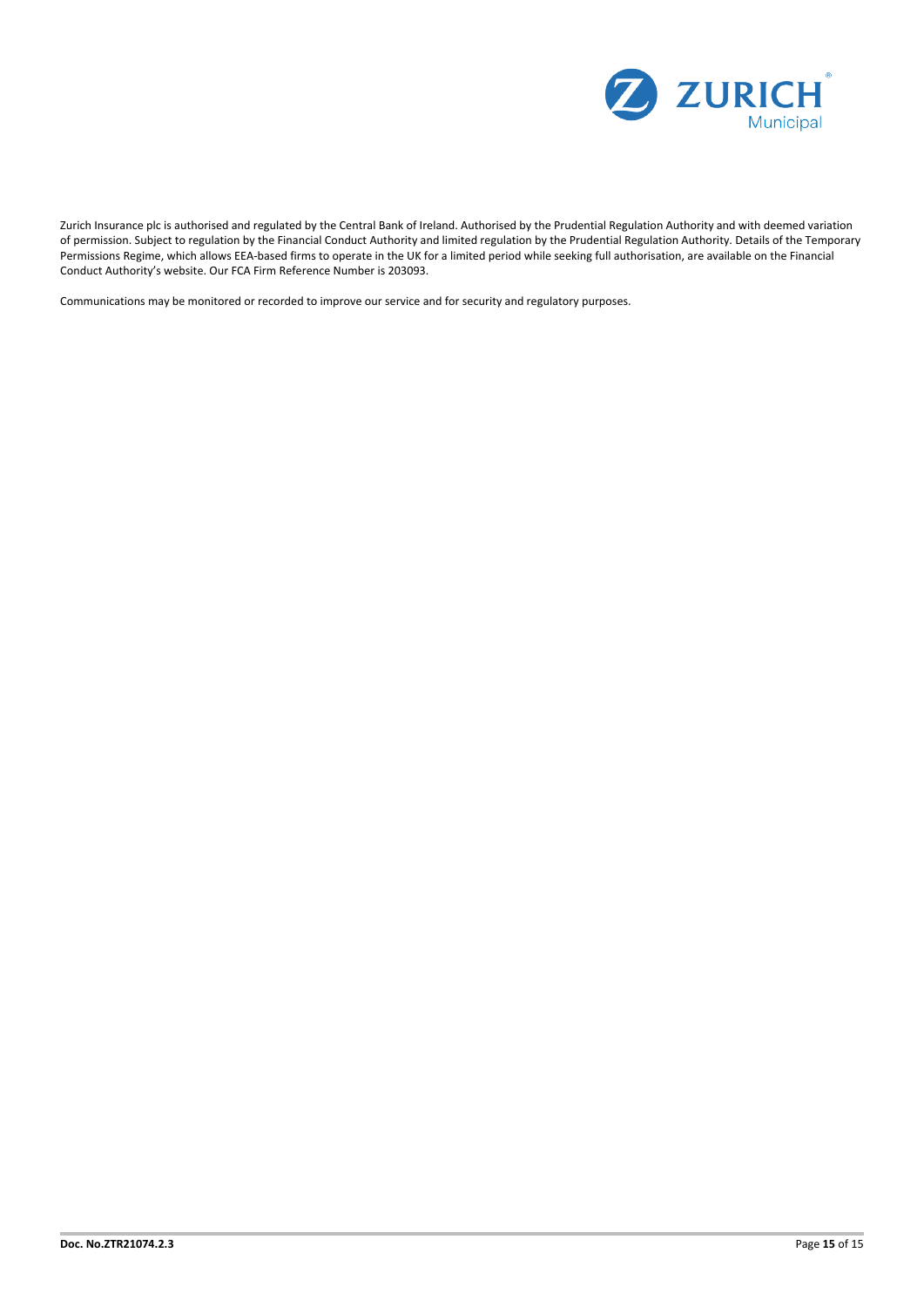Zurich Insurance plc is authorised and regulated by the Central Bank of Ireland. Authorised by the Prudential Regulation Authority and with deemed variation of permission. Subject to regulation by the Financial Conduct Authority and limited regulation by the Prudential Regulation Authority. Details of the Temporary Permissions Regime, which allows EEA-based firms to operate in the UK for a limited period while seeking full authorisation, are available on the Financial Conduct Authority's website. Our FCA Firm Reference Number is 203093.

Communications may be monitored or recorded to improve our service and for security and regulatory purposes.